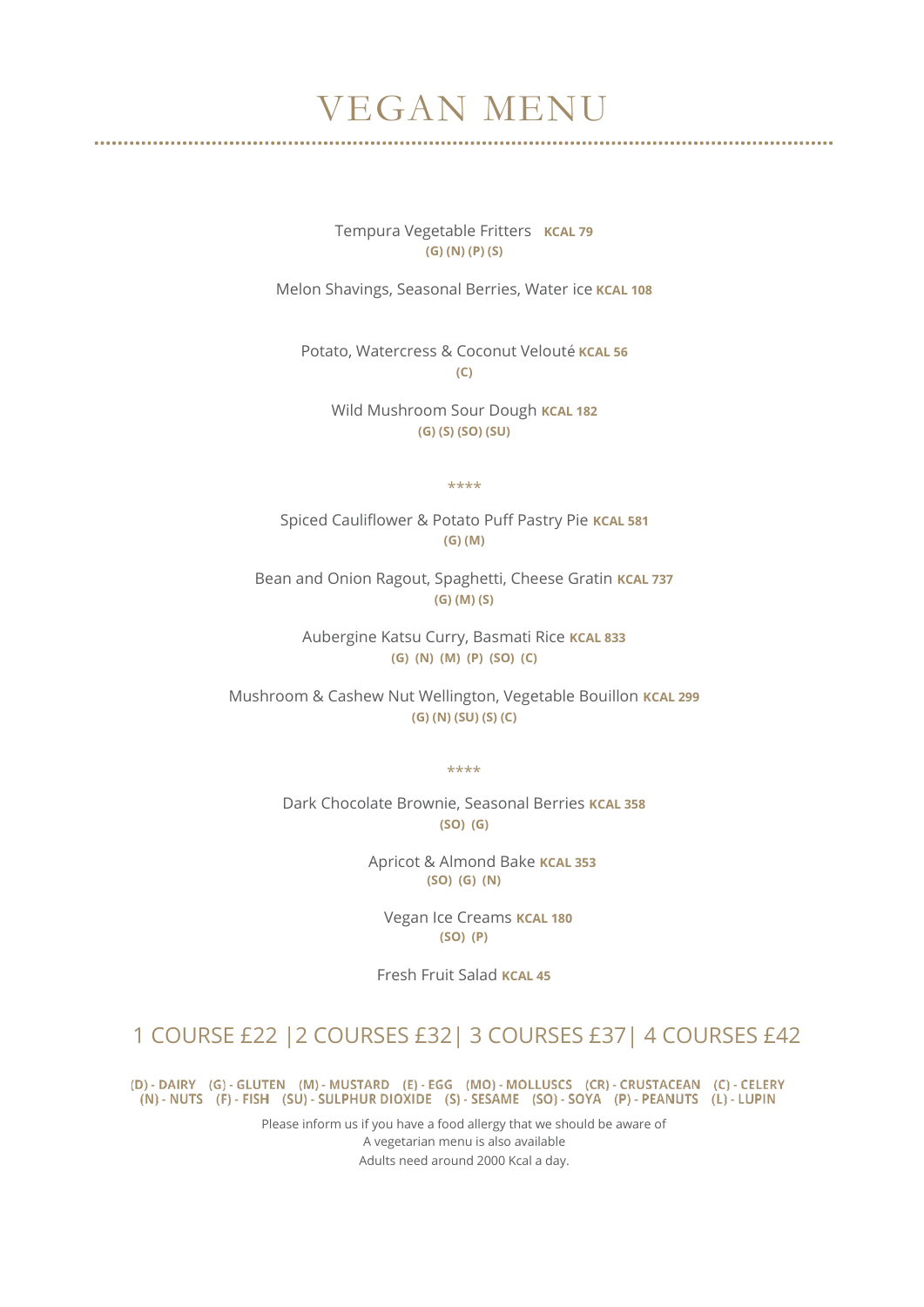# VEGAN MENU

Tempura Vegetable Fritters **KCAL 79**
**(G) (N) (P) (S)**

Melon Shavings, Seasonal Berries, Water ice **KCAL 108**

Potato, Watercress & Coconut Velouté **KCAL 56**
**(C)**

Wild Mushroom Sour Dough **KCAL 182**
**(G) (S) (SO) (SU)**

****

Spiced Cauliflower & Potato Puff Pastry Pie **KCAL 581**
**(G) (M)**

Bean and Onion Ragout, Spaghetti, Cheese Gratin **KCAL 737**
**(G) (M) (S)**

Aubergine Katsu Curry, Basmati Rice **KCAL 833**
**(G) (N) (M) (P) (SO) (C)**

Mushroom & Cashew Nut Wellington, Vegetable Bouillon **KCAL 299**
**(G) (N) (SU) (S) (C)**

****

Dark Chocolate Brownie, Seasonal Berries **KCAL 358**
**(SO) (G)**

Apricot & Almond Bake **KCAL 353**
**(SO) (G) (N)**

Vegan Ice Creams **KCAL 180**
**(SO) (P)**

Fresh Fruit Salad **KCAL 45**

## 1 COURSE £22 |2 COURSES £32| 3 COURSES £37| 4 COURSES £42

**(D) - DAIRY (G) - GLUTEN (M) - MUSTARD (E) - EGG (MO) - MOLLUSCS (CR) - CRUSTACEAN (C) - CELERY (N) - NUTS (F) - FISH (SU) - SULPHUR DIOXIDE (S) - SESAME (SO) - SOYA (P) - PEANUTS (L) - LUPIN**

Please inform us if you have a food allergy that we should be aware of
A vegetarian menu is also available
Adults need around 2000 Kcal a day.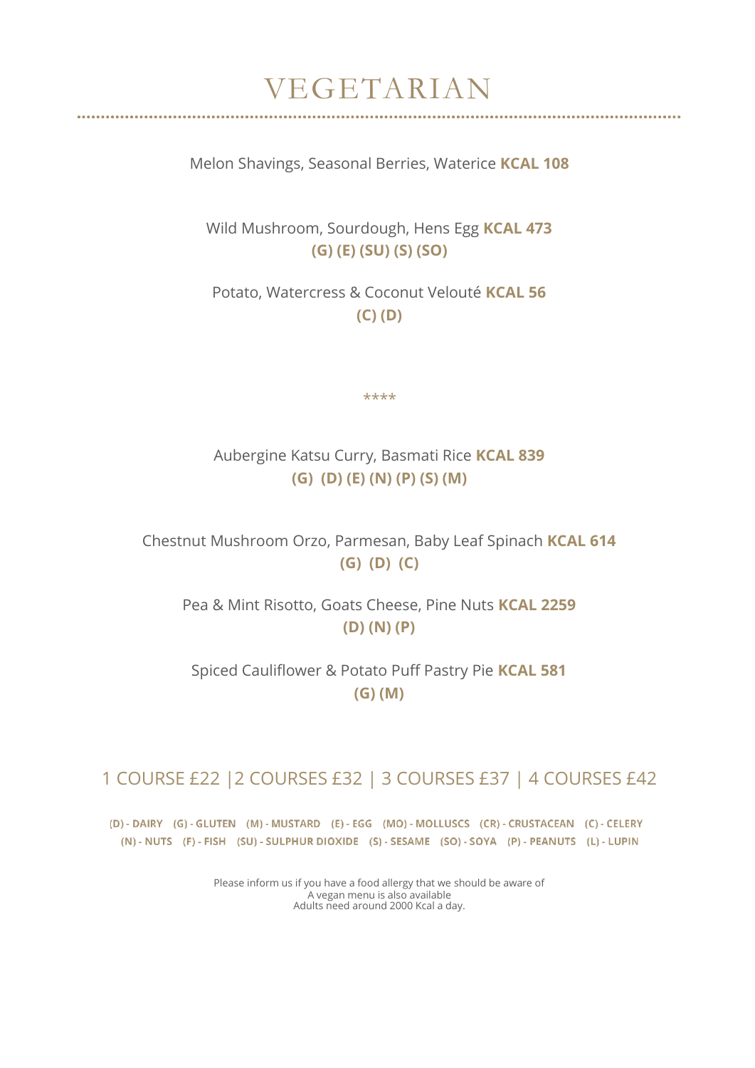# VEGETARIAN

Melon Shavings, Seasonal Berries, Waterice **KCAL 108**

Wild Mushroom, Sourdough, Hens Egg **KCAL 473**
**(G) (E) (SU) (S) (SO)**

Potato, Watercress & Coconut Velouté **KCAL 56**
**(C) (D)**

****

Aubergine Katsu Curry, Basmati Rice **KCAL 839**
**(G) (D) (E) (N) (P) (S) (M)**

Chestnut Mushroom Orzo, Parmesan, Baby Leaf Spinach **KCAL 614**
**(G) (D) (C)**

Pea & Mint Risotto, Goats Cheese, Pine Nuts **KCAL 2259**
**(D) (N) (P)**

Spiced Cauliflower & Potato Puff Pastry Pie **KCAL 581**
**(G) (M)**

1 COURSE £22 | 2 COURSES £32 | 3 COURSES £37 | 4 COURSES £42

(D) - DAIRY (G) - GLUTEN (M) - MUSTARD (E) - EGG (MO) - MOLLUSCS (CR) - CRUSTACEAN (C) - CELERY
(N) - NUTS (F) - FISH (SU) - SULPHUR DIOXIDE (S) - SESAME (SO) - SOYA (P) - PEANUTS (L) - LUPIN

Please inform us if you have a food allergy that we should be aware of
A vegan menu is also available
Adults need around 2000 Kcal a day.